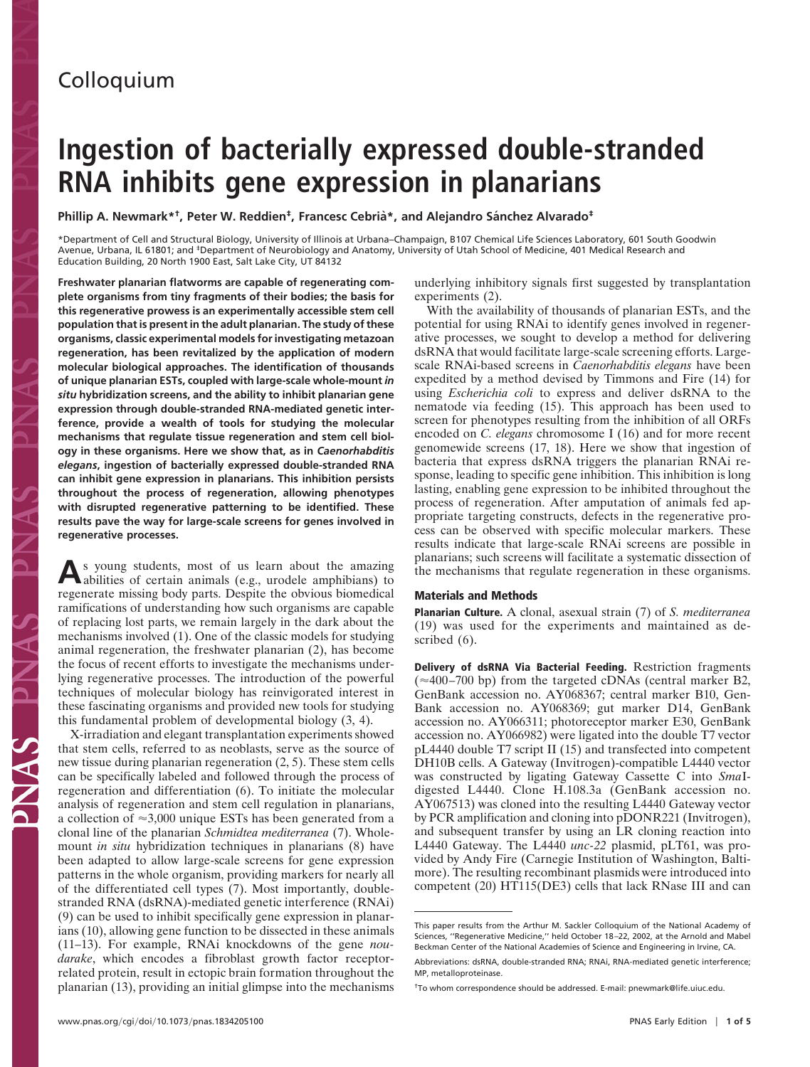Colloquium

# Ingestion of bacterially expressed double-stranded RNA inhibits gene expression in planarians

**Phillip A. Newmark*†, Peter W. Reddien‡, Francesc Cebrià*, and Alejandro Sánchez Alvarado‡**

*Department of Cell and Structural Biology, University of Illinois at Urbana–Champaign, B107 Chemical Life Sciences Laboratory, 601 South Goodwin Avenue, Urbana, IL 61801; and ‡Department of Neurobiology and Anatomy, University of Utah School of Medicine, 401 Medical Research and Education Building, 20 North 1900 East, Salt Lake City, UT 84132

**Freshwater planarian flatworms are capable of regenerating complete organisms from tiny fragments of their bodies; the basis for this regenerative prowess is an experimentally accessible stem cell population that is present in the adult planarian. The study of these organisms, classic experimental models for investigating metazoan regeneration, has been revitalized by the application of modern molecular biological approaches. The identification of thousands of unique planarian ESTs, coupled with large-scale whole-mount *in situ* hybridization screens, and the ability to inhibit planarian gene expression through double-stranded RNA-mediated genetic interference, provide a wealth of tools for studying the molecular mechanisms that regulate tissue regeneration and stem cell biology in these organisms. Here we show that, as in *Caenorhabditis elegans*, ingestion of bacterially expressed double-stranded RNA can inhibit gene expression in planarians. This inhibition persists throughout the process of regeneration, allowing phenotypes with disrupted regenerative patterning to be identified. These results pave the way for large-scale screens for genes involved in regenerative processes.**

As young students, most of us learn about the amazing abilities of certain animals (e.g., urodele amphibians) to regenerate missing body parts. Despite the obvious biomedical ramifications of understanding how such organisms are capable of replacing lost parts, we remain largely in the dark about the mechanisms involved (1). One of the classic models for studying animal regeneration, the freshwater planarian (2), has become the focus of recent efforts to investigate the mechanisms underlying regenerative processes. The introduction of the powerful techniques of molecular biology has reinvigorated interest in these fascinating organisms and provided new tools for studying this fundamental problem of developmental biology (3, 4).

X-irradiation and elegant transplantation experiments showed that stem cells, referred to as neoblasts, serve as the source of new tissue during planarian regeneration (2, 5). These stem cells can be specifically labeled and followed through the process of regeneration and differentiation (6). To initiate the molecular analysis of regeneration and stem cell regulation in planarians, a collection of ≈3,000 unique ESTs has been generated from a clonal line of the planarian *Schmidtea mediterranea* (7). Whole-mount *in situ* hybridization techniques in planarians (8) have been adapted to allow large-scale screens for gene expression patterns in the whole organism, providing markers for nearly all of the differentiated cell types (7). Most importantly, double-stranded RNA (dsRNA)-mediated genetic interference (RNAi) (9) can be used to inhibit specifically gene expression in planarians (10), allowing gene function to be dissected in these animals (11–13). For example, RNAi knockdowns of the gene *nou-darake*, which encodes a fibroblast growth factor receptor-related protein, result in ectopic brain formation throughout the planarian (13), providing an initial glimpse into the mechanisms underlying inhibitory signals first suggested by transplantation experiments (2).

With the availability of thousands of planarian ESTs, and the potential for using RNAi to identify genes involved in regenerative processes, we sought to develop a method for delivering dsRNA that would facilitate large-scale screening efforts. Large-scale RNAi-based screens in *Caenorhabditis elegans* have been expedited by a method devised by Timmons and Fire (14) for using *Escherichia coli* to express and deliver dsRNA to the nematode via feeding (15). This approach has been used to screen for phenotypes resulting from the inhibition of all ORFs encoded on *C. elegans* chromosome I (16) and for more recent genomewide screens (17, 18). Here we show that ingestion of bacteria that express dsRNA triggers the planarian RNAi response, leading to specific gene inhibition. This inhibition is long lasting, enabling gene expression to be inhibited throughout the process of regeneration. After amputation of animals fed appropriate targeting constructs, defects in the regenerative process can be observed with specific molecular markers. These results indicate that large-scale RNAi screens are possible in planarians; such screens will facilitate a systematic dissection of the mechanisms that regulate regeneration in these organisms.

## Materials and Methods

**Planarian Culture.** A clonal, asexual strain (7) of *S. mediterranea* (19) was used for the experiments and maintained as described (6).

**Delivery of dsRNA Via Bacterial Feeding.** Restriction fragments (≈400–700 bp) from the targeted cDNAs (central marker B2, GenBank accession no. AY068367; central marker B10, GenBank accession no. AY068369; gut marker D14, GenBank accession no. AY066311; photoreceptor marker E30, GenBank accession no. AY066982) were ligated into the double T7 vector pL4440 double T7 script II (15) and transfected into competent DH10B cells. A Gateway (Invitrogen)-compatible L4440 vector was constructed by ligating Gateway Cassette C into *Sma*I-digested L4440. Clone H.108.3a (GenBank accession no. AY067513) was cloned into the resulting L4440 Gateway vector by PCR amplification and cloning into pDONR221 (Invitrogen), and subsequent transfer by using an LR cloning reaction into L4440 Gateway. The L4440 *unc-22* plasmid, pLT61, was provided by Andy Fire (Carnegie Institution of Washington, Baltimore). The resulting recombinant plasmids were introduced into competent (20) HT115(DE3) cells that lack RNase III and can

This paper results from the Arthur M. Sackler Colloquium of the National Academy of Sciences, "Regenerative Medicine," held October 18–22, 2002, at the Arnold and Mabel Beckman Center of the National Academies of Science and Engineering in Irvine, CA.

Abbreviations: dsRNA, double-stranded RNA; RNAi, RNA-mediated genetic interference; MP, metalloproteinase.

†To whom correspondence should be addressed. E-mail: pnewmark@life.uiuc.edu.

www.pnas.org/cgi/doi/10.1073/pnas.1834205100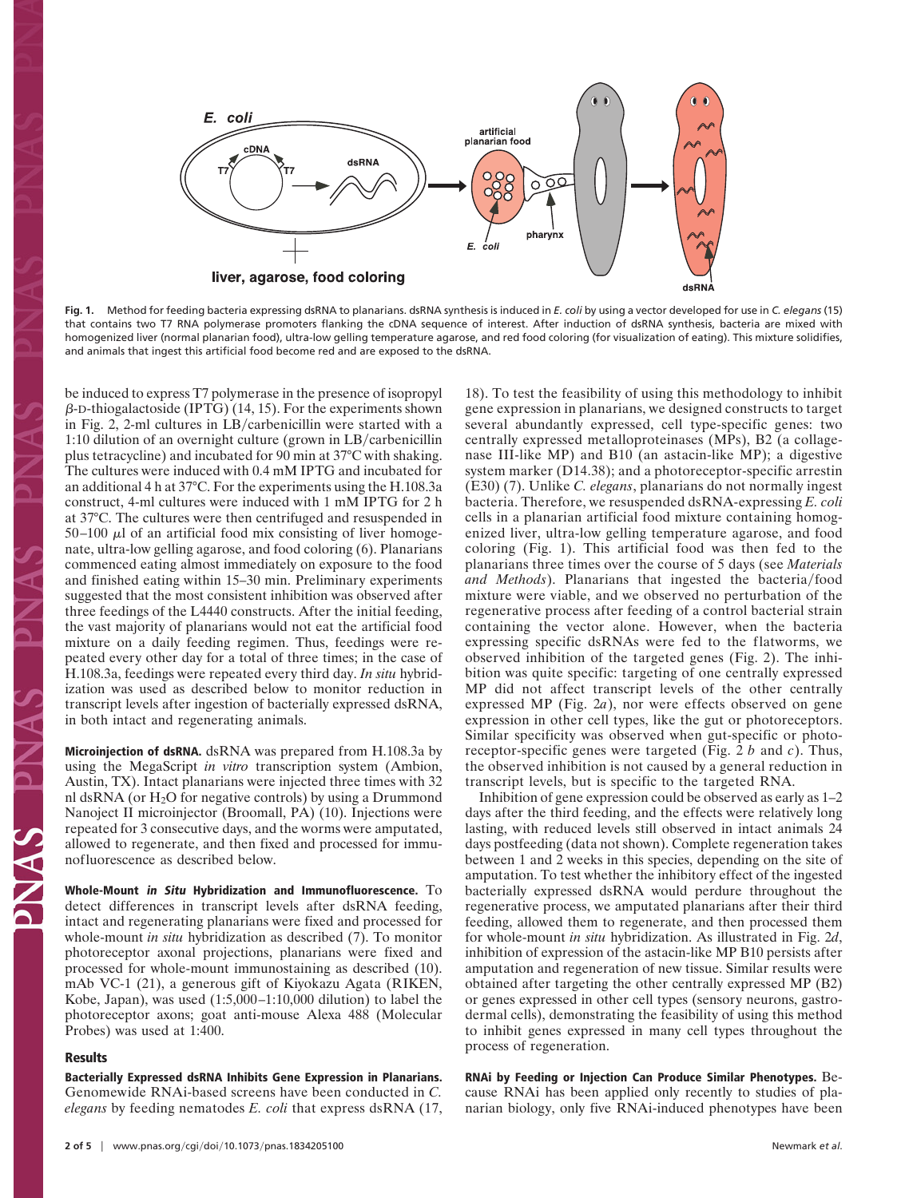**Fig. 1.** Method for feeding bacteria expressing dsRNA to planarians. dsRNA synthesis is induced in *E. coli* by using a vector developed for use in *C. elegans* (15) that contains two T7 RNA polymerase promoters flanking the cDNA sequence of interest. After induction of dsRNA synthesis, bacteria are mixed with homogenized liver (normal planarian food), ultra-low gelling temperature agarose, and red food coloring (for visualization of eating). This mixture solidifies, and animals that ingest this artificial food become red and are exposed to the dsRNA.

be induced to express T7 polymerase in the presence of isopropyl β-D-thiogalactoside (IPTG) (14, 15). For the experiments shown in Fig. 2, 2-ml cultures in LB/carbenicillin were started with a 1:10 dilution of an overnight culture (grown in LB/carbenicillin plus tetracycline) and incubated for 90 min at 37°C with shaking. The cultures were induced with 0.4 mM IPTG and incubated for an additional 4 h at 37°C. For the experiments using the H.108.3a construct, 4-ml cultures were induced with 1 mM IPTG for 2 h at 37°C. The cultures were then centrifuged and resuspended in 50–100 μl of an artificial food mix consisting of liver homogenate, ultra-low gelling agarose, and food coloring (6). Planarians commenced eating almost immediately on exposure to the food and finished eating within 15–30 min. Preliminary experiments suggested that the most consistent inhibition was observed after three feedings of the L4440 constructs. After the initial feeding, the vast majority of planarians would not eat the artificial food mixture on a daily feeding regimen. Thus, feedings were repeated every other day for a total of three times; in the case of H.108.3a, feedings were repeated every third day. *In situ* hybridization was used as described below to monitor reduction in transcript levels after ingestion of bacterially expressed dsRNA, in both intact and regenerating animals.

**Microinjection of dsRNA.** dsRNA was prepared from H.108.3a by using the MegaScript *in vitro* transcription system (Ambion, Austin, TX). Intact planarians were injected three times with 32 nl dsRNA (or $H_2O$ for negative controls) by using a Drummond Nanoject II microinjector (Broomall, PA) (10). Injections were repeated for 3 consecutive days, and the worms were amputated, allowed to regenerate, and then fixed and processed for immunofluorescence as described below.

**Whole-Mount *in Situ* Hybridization and Immunofluorescence.** To detect differences in transcript levels after dsRNA feeding, intact and regenerating planarians were fixed and processed for whole-mount *in situ* hybridization as described (7). To monitor photoreceptor axonal projections, planarians were fixed and processed for whole-mount immunostaining as described (10). mAb VC-1 (21), a generous gift of Kiyokazu Agata (RIKEN, Kobe, Japan), was used (1:5,000–1:10,000 dilution) to label the photoreceptor axons; goat anti-mouse Alexa 488 (Molecular Probes) was used at 1:400.

## Results

**Bacterially Expressed dsRNA Inhibits Gene Expression in Planarians.** Genomewide RNAi-based screens have been conducted in *C. elegans* by feeding nematodes *E. coli* that express dsRNA (17, 18). To test the feasibility of using this methodology to inhibit gene expression in planarians, we designed constructs to target several abundantly expressed, cell type-specific genes: two centrally expressed metalloproteinases (MPs), B2 (a collagenase III-like MP) and B10 (an astacin-like MP); a digestive system marker (D14.38); and a photoreceptor-specific arrestin (E30) (7). Unlike *C. elegans*, planarians do not normally ingest bacteria. Therefore, we resuspended dsRNA-expressing *E. coli* cells in a planarian artificial food mixture containing homogenized liver, ultra-low gelling temperature agarose, and food coloring (Fig. 1). This artificial food was then fed to the planarians three times over the course of 5 days (see *Materials and Methods*). Planarians that ingested the bacteria/food mixture were viable, and we observed no perturbation of the regenerative process after feeding of a control bacterial strain containing the vector alone. However, when the bacteria expressing specific dsRNAs were fed to the flatworms, we observed inhibition of the targeted genes (Fig. 2). The inhibition was quite specific: targeting of one centrally expressed MP did not affect transcript levels of the other centrally expressed MP (Fig. 2*a*), nor were effects observed on gene expression in other cell types, like the gut or photoreceptors. Similar specificity was observed when gut-specific or photoreceptor-specific genes were targeted (Fig. 2 *b* and *c*). Thus, the observed inhibition is not caused by a general reduction in transcript levels, but is specific to the targeted RNA.

Inhibition of gene expression could be observed as early as 1–2 days after the third feeding, and the effects were relatively long lasting, with reduced levels still observed in intact animals 24 days postfeeding (data not shown). Complete regeneration takes between 1 and 2 weeks in this species, depending on the site of amputation. To test whether the inhibitory effect of the ingested bacterially expressed dsRNA would perdure throughout the regenerative process, we amputated planarians after their third feeding, allowed them to regenerate, and then processed them for whole-mount *in situ* hybridization. As illustrated in Fig. 2*d*, inhibition of expression of the astacin-like MP B10 persists after amputation and regeneration of new tissue. Similar results were obtained after targeting the other centrally expressed MP (B2) or genes expressed in other cell types (sensory neurons, gastrodermal cells), demonstrating the feasibility of using this method to inhibit genes expressed in many cell types throughout the process of regeneration.

**RNAi by Feeding or Injection Can Produce Similar Phenotypes.** Because RNAi has been applied only recently to studies of planarian biology, only five RNAi-induced phenotypes have been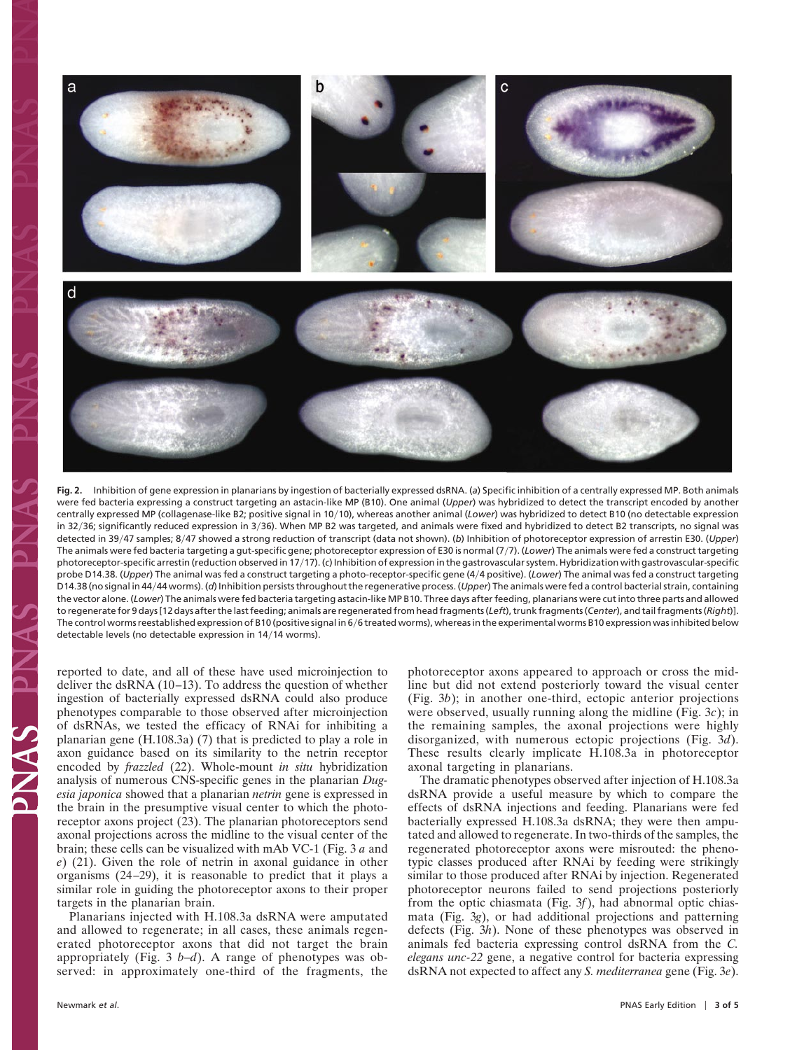**Fig. 2.** Inhibition of gene expression in planarians by ingestion of bacterially expressed dsRNA. (*a*) Specific inhibition of a centrally expressed MP. Both animals were fed bacteria expressing a construct targeting an astacin-like MP (B10). One animal (*Upper*) was hybridized to detect the transcript encoded by another centrally expressed MP (collagenase-like B2; positive signal in 10/10), whereas another animal (*Lower*) was hybridized to detect B10 (no detectable expression in 32/36; significantly reduced expression in 3/36). When MP B2 was targeted, and animals were fixed and hybridized to detect B2 transcripts, no signal was detected in 39/47 samples; 8/47 showed a strong reduction of transcript (data not shown). (*b*) Inhibition of photoreceptor expression of arrestin E30. (*Upper*) The animals were fed bacteria targeting a gut-specific gene; photoreceptor expression of E30 is normal (7/7). (*Lower*) The animals were fed a construct targeting photoreceptor-specific arrestin (reduction observed in 17/17). (*c*) Inhibition of expression in the gastrovascular system. Hybridization with gastrovascular-specific probe D14.38. (*Upper*) The animal was fed a construct targeting a photo-receptor-specific gene (4/4 positive). (*Lower*) The animal was fed a construct targeting D14.38 (no signal in 44/44 worms). (*d*) Inhibition persists throughout the regenerative process. (*Upper*) The animals were fed a control bacterial strain, containing the vector alone. (*Lower*) The animals were fed bacteria targeting astacin-like MP B10. Three days after feeding, planarians were cut into three parts and allowed to regenerate for 9 days [12 days after the last feeding; animals are regenerated from head fragments (*Left*), trunk fragments (*Center*), and tail fragments (*Right*)]. The control worms reestablished expression of B10 (positive signal in 6/6 treated worms), whereas in the experimental worms B10 expression was inhibited below detectable levels (no detectable expression in 14/14 worms).

reported to date, and all of these have used microinjection to deliver the dsRNA (10–13). To address the question of whether ingestion of bacterially expressed dsRNA could also produce phenotypes comparable to those observed after microinjection of dsRNAs, we tested the efficacy of RNAi for inhibiting a planarian gene (H.108.3a) (7) that is predicted to play a role in axon guidance based on its similarity to the netrin receptor encoded by *frazzled* (22). Whole-mount *in situ* hybridization analysis of numerous CNS-specific genes in the planarian *Dugesia japonica* showed that a planarian *netrin* gene is expressed in the brain in the presumptive visual center to which the photoreceptor axons project (23). The planarian photoreceptors send axonal projections across the midline to the visual center of the brain; these cells can be visualized with mAb VC-1 (Fig. 3 *a* and *e*) (21). Given the role of netrin in axonal guidance in other organisms (24–29), it is reasonable to predict that it plays a similar role in guiding the photoreceptor axons to their proper targets in the planarian brain.

Planarians injected with H.108.3a dsRNA were amputated and allowed to regenerate; in all cases, these animals regenerated photoreceptor axons that did not target the brain appropriately (Fig. 3 *b*–*d*). A range of phenotypes was observed: in approximately one-third of the fragments, the photoreceptor axons appeared to approach or cross the midline but did not extend posteriorly toward the visual center (Fig. 3*b*); in another one-third, ectopic anterior projections were observed, usually running along the midline (Fig. 3*c*); in the remaining samples, the axonal projections were highly disorganized, with numerous ectopic projections (Fig. 3*d*). These results clearly implicate H.108.3a in photoreceptor axonal targeting in planarians.

The dramatic phenotypes observed after injection of H.108.3a dsRNA provide a useful measure by which to compare the effects of dsRNA injections and feeding. Planarians were fed bacterially expressed H.108.3a dsRNA; they were then amputated and allowed to regenerate. In two-thirds of the samples, the regenerated photoreceptor axons were misrouted: the phenotypic classes produced after RNAi by feeding were strikingly similar to those produced after RNAi by injection. Regenerated photoreceptor neurons failed to send projections posteriorly from the optic chiasmata (Fig. 3*f*), had abnormal optic chiasmata (Fig. 3*g*), or had additional projections and patterning defects (Fig. 3*h*). None of these phenotypes was observed in animals fed bacteria expressing control dsRNA from the *C. elegans unc-22* gene, a negative control for bacteria expressing dsRNA not expected to affect any *S. mediterranea* gene (Fig. 3*e*).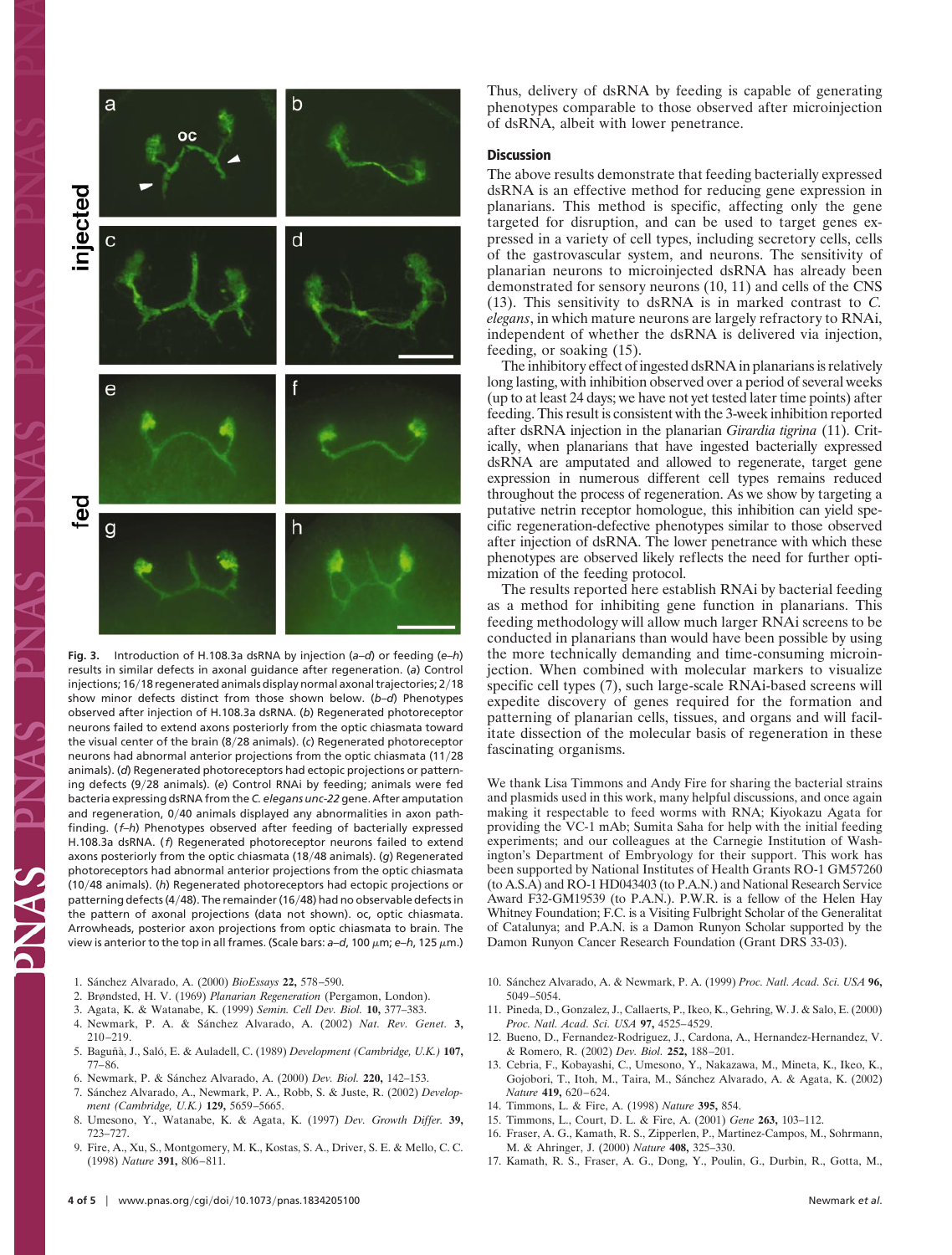injected

a b c d

oc

fed

e f g h

**Fig. 3.** Introduction of H.108.3a dsRNA by injection (*a*–*d*) or feeding (*e*–*h*) results in similar defects in axonal guidance after regeneration. (*a*) Control injections; 16/18 regenerated animals display normal axonal trajectories; 2/18 show minor defects distinct from those shown below. (*b*–*d*) Phenotypes observed after injection of H.108.3a dsRNA. (*b*) Regenerated photoreceptor neurons failed to extend axons posteriorly from the optic chiasmata toward the visual center of the brain (8/28 animals). (*c*) Regenerated photoreceptor neurons had abnormal anterior projections from the optic chiasmata (11/28 animals). (*d*) Regenerated photoreceptors had ectopic projections or patterning defects (9/28 animals). (*e*) Control RNAi by feeding; animals were fed bacteria expressing dsRNA from the *C. elegans unc-22* gene. After amputation and regeneration, 0/40 animals displayed any abnormalities in axon pathfinding. (*f*–*h*) Phenotypes observed after feeding of bacterially expressed H.108.3a dsRNA. (*f*) Regenerated photoreceptor neurons failed to extend axons posteriorly from the optic chiasmata (18/48 animals). (*g*) Regenerated photoreceptors had abnormal anterior projections from the optic chiasmata (10/48 animals). (*h*) Regenerated photoreceptors had ectopic projections or patterning defects (4/48). The remainder (16/48) had no observable defects in the pattern of axonal projections (data not shown). oc, optic chiasmata. Arrowheads, posterior axon projections from optic chiasmata to brain. The view is anterior to the top in all frames. (Scale bars: *a*–*d*, 100 μm; *e*–*h*, 125 μm.)

Thus, delivery of dsRNA by feeding is capable of generating phenotypes comparable to those observed after microinjection of dsRNA, albeit with lower penetrance.

## Discussion

The above results demonstrate that feeding bacterially expressed dsRNA is an effective method for reducing gene expression in planarians. This method is specific, affecting only the gene targeted for disruption, and can be used to target genes expressed in a variety of cell types, including secretory cells, cells of the gastrovascular system, and neurons. The sensitivity of planarian neurons to microinjected dsRNA has already been demonstrated for sensory neurons (10, 11) and cells of the CNS (13). This sensitivity to dsRNA is in marked contrast to *C. elegans*, in which mature neurons are largely refractory to RNAi, independent of whether the dsRNA is delivered via injection, feeding, or soaking (15).

The inhibitory effect of ingested dsRNA in planarians is relatively long lasting, with inhibition observed over a period of several weeks (up to at least 24 days; we have not yet tested later time points) after feeding. This result is consistent with the 3-week inhibition reported after dsRNA injection in the planarian *Girardia tigrina* (11). Critically, when planarians that have ingested bacterially expressed dsRNA are amputated and allowed to regenerate, target gene expression in numerous different cell types remains reduced throughout the process of regeneration. As we show by targeting a putative netrin receptor homologue, this inhibition can yield specific regeneration-defective phenotypes similar to those observed after injection of dsRNA. The lower penetrance with which these phenotypes are observed likely reflects the need for further optimization of the feeding protocol.

The results reported here establish RNAi by bacterial feeding as a method for inhibiting gene function in planarians. This feeding methodology will allow much larger RNAi screens to be conducted in planarians than would have been possible by using the more technically demanding and time-consuming microinjection. When combined with molecular markers to visualize specific cell types (7), such large-scale RNAi-based screens will expedite discovery of genes required for the formation and patterning of planarian cells, tissues, and organs and will facilitate dissection of the molecular basis of regeneration in these fascinating organisms.

We thank Lisa Timmons and Andy Fire for sharing the bacterial strains and plasmids used in this work, many helpful discussions, and once again making it respectable to feed worms with RNA; Kiyokazu Agata for providing the VC-1 mAb; Sumita Saha for help with the initial feeding experiments; and our colleagues at the Carnegie Institution of Washington's Department of Embryology for their support. This work has been supported by National Institutes of Health Grants RO-1 GM57260 (to A.S.A) and RO-1 HD043403 (to P.A.N.) and National Research Service Award F32-GM19539 (to P.A.N.). P.W.R. is a fellow of the Helen Hay Whitney Foundation; F.C. is a Visiting Fulbright Scholar of the Generalitat of Catalunya; and P.A.N. is a Damon Runyon Scholar supported by the Damon Runyon Cancer Research Foundation (Grant DRS 33-03).

1. Sánchez Alvarado, A. (2000) *BioEssays* **22,** 578–590.
2. Brøndsted, H. V. (1969) *Planarian Regeneration* (Pergamon, London).
3. Agata, K. & Watanabe, K. (1999) *Semin. Cell Dev. Biol.* **10,** 377–383.
4. Newmark, P. A. & Sánchez Alvarado, A. (2002) *Nat. Rev. Genet.* **3,** 210–219.
5. Baguñà, J., Saló, E. & Auladell, C. (1989) *Development (Cambridge, U.K.)* **107,** 77–86.
6. Newmark, P. & Sánchez Alvarado, A. (2000) *Dev. Biol.* **220,** 142–153.
7. Sánchez Alvarado, A., Newmark, P. A., Robb, S. & Juste, R. (2002) *Development (Cambridge, U.K.)* **129,** 5659–5665.
8. Umesono, Y., Watanabe, K. & Agata, K. (1997) *Dev. Growth Differ.* **39,** 723–727.
9. Fire, A., Xu, S., Montgomery, M. K., Kostas, S. A., Driver, S. E. & Mello, C. C. (1998) *Nature* **391,** 806–811.
10. Sánchez Alvarado, A. & Newmark, P. A. (1999) *Proc. Natl. Acad. Sci. USA* **96,** 5049–5054.
11. Pineda, D., Gonzalez, J., Callaerts, P., Ikeo, K., Gehring, W. J. & Salo, E. (2000) *Proc. Natl. Acad. Sci. USA* **97,** 4525–4529.
12. Bueno, D., Fernandez-Rodriguez, J., Cardona, A., Hernandez-Hernandez, V. & Romero, R. (2002) *Dev. Biol.* **252,** 188–201.
13. Cebria, F., Kobayashi, C., Umesono, Y., Nakazawa, M., Mineta, K., Ikeo, K., Gojobori, T., Itoh, M., Taira, M., Sánchez Alvarado, A. & Agata, K. (2002) *Nature* **419,** 620–624.
14. Timmons, L. & Fire, A. (1998) *Nature* **395,** 854.
15. Timmons, L., Court, D. L. & Fire, A. (2001) *Gene* **263,** 103–112.
16. Fraser, A. G., Kamath, R. S., Zipperlen, P., Martinez-Campos, M., Sohrmann, M. & Ahringer, J. (2000) *Nature* **408,** 325–330.
17. Kamath, R. S., Fraser, A. G., Dong, Y., Poulin, G., Durbin, R., Gotta, M.,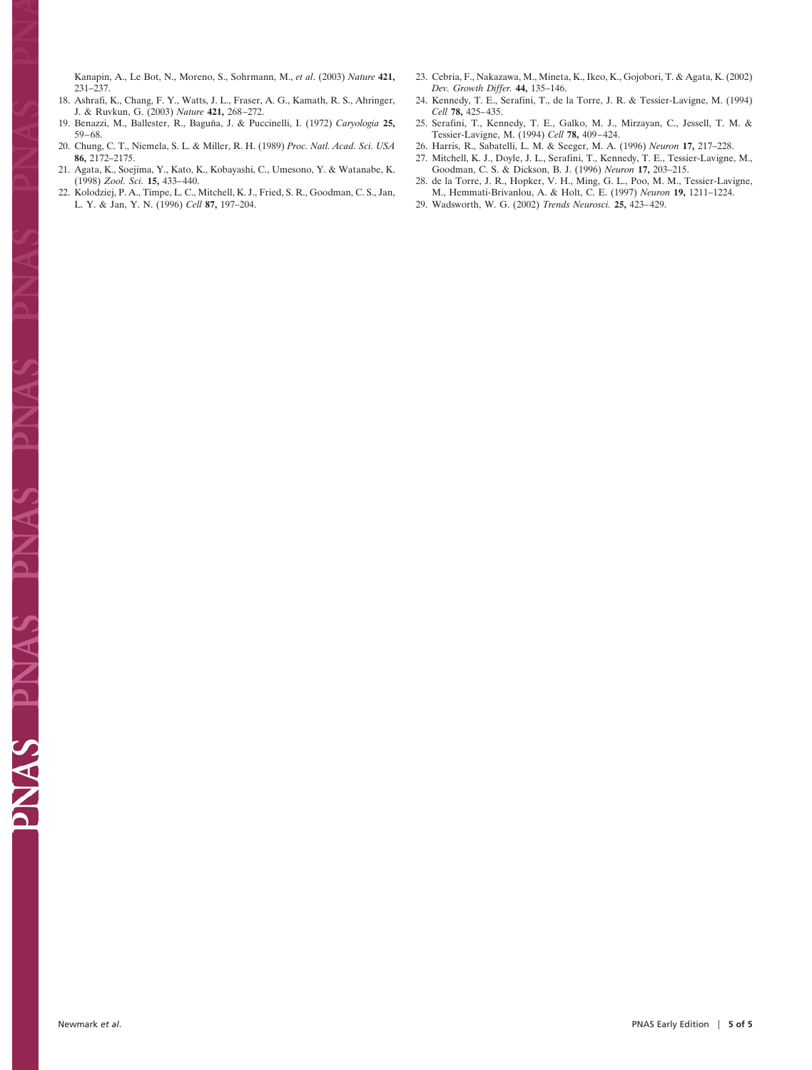Kanapin, A., Le Bot, N., Moreno, S., Sohrmann, M., *et al*. (2003) *Nature* **421,** 231–237.

18. Ashrafi, K., Chang, F. Y., Watts, J. L., Fraser, A. G., Kamath, R. S., Ahringer, J. & Ruvkun, G. (2003) *Nature* **421,** 268–272.
19. Benazzi, M., Ballester, R., Baguñà, J. & Puccinelli, I. (1972) *Caryologia* **25,** 59–68.
20. Chung, C. T., Niemela, S. L. & Miller, R. H. (1989) *Proc. Natl. Acad. Sci. USA* **86,** 2172–2175.
21. Agata, K., Soejima, Y., Kato, K., Kobayashi, C., Umesono, Y. & Watanabe, K. (1998) *Zool. Sci.* **15,** 433–440.
22. Kolodziej, P. A., Timpe, L. C., Mitchell, K. J., Fried, S. R., Goodman, C. S., Jan, L. Y. & Jan, Y. N. (1996) *Cell* **87,** 197–204.
23. Cebria, F., Nakazawa, M., Mineta, K., Ikeo, K., Gojobori, T. & Agata, K. (2002) *Dev. Growth Differ.* **44,** 135–146.
24. Kennedy, T. E., Serafini, T., de la Torre, J. R. & Tessier-Lavigne, M. (1994) *Cell* **78,** 425–435.
25. Serafini, T., Kennedy, T. E., Galko, M. J., Mirzayan, C., Jessell, T. M. & Tessier-Lavigne, M. (1994) *Cell* **78,** 409–424.
26. Harris, R., Sabatelli, L. M. & Seeger, M. A. (1996) *Neuron* **17,** 217–228.
27. Mitchell, K. J., Doyle, J. L., Serafini, T., Kennedy, T. E., Tessier-Lavigne, M., Goodman, C. S. & Dickson, B. J. (1996) *Neuron* **17,** 203–215.
28. de la Torre, J. R., Hopker, V. H., Ming, G. L., Poo, M. M., Tessier-Lavigne, M., Hemmati-Brivanlou, A. & Holt, C. E. (1997) *Neuron* **19,** 1211–1224.
29. Wadsworth, W. G. (2002) *Trends Neurosci.* **25,** 423–429.